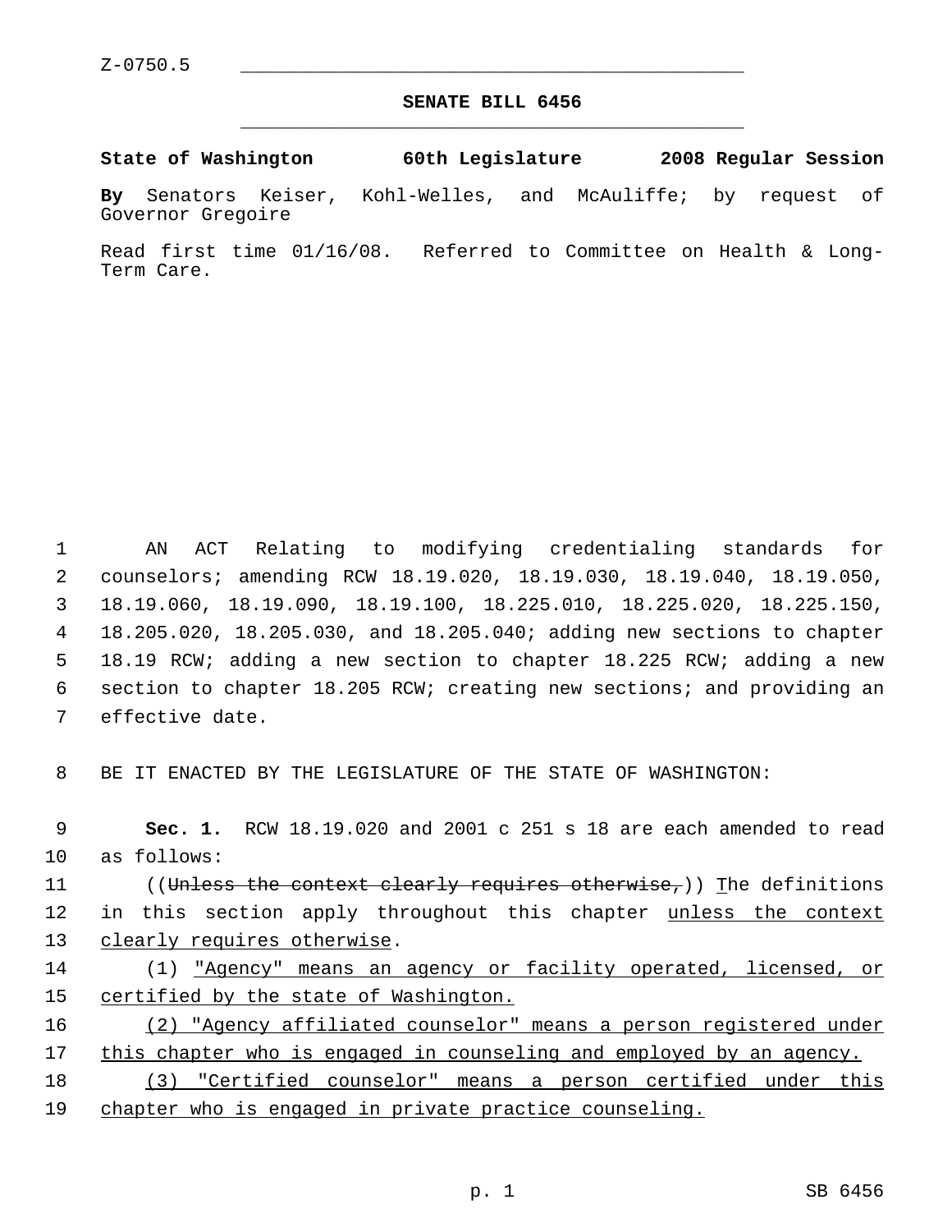Z-0750.5

# SENATE BILL 6456

**State of Washington 60th Legislature 2008 Regular Session**

**By** Senators Keiser, Kohl-Welles, and McAuliffe; by request of Governor Gregoire

Read first time 01/16/08. Referred to Committee on Health & Long-Term Care.

AN ACT Relating to modifying credentialing standards for counselors; amending RCW 18.19.020, 18.19.030, 18.19.040, 18.19.050, 18.19.060, 18.19.090, 18.19.100, 18.225.010, 18.225.020, 18.225.150, 18.205.020, 18.205.030, and 18.205.040; adding new sections to chapter 18.19 RCW; adding a new section to chapter 18.225 RCW; adding a new section to chapter 18.205 RCW; creating new sections; and providing an effective date.

BE IT ENACTED BY THE LEGISLATURE OF THE STATE OF WASHINGTON:

**Sec. 1.** RCW 18.19.020 and 2001 c 251 s 18 are each amended to read as follows:

((~~Unless the context clearly requires otherwise,~~)) <u>T</u>he definitions in this section apply throughout this chapter <u>unless the context clearly requires otherwise</u>.

(1) <u>"Agency" means an agency or facility operated, licensed, or certified by the state of Washington.</u>

<u>(2) "Agency affiliated counselor" means a person registered under this chapter who is engaged in counseling and employed by an agency.</u>

<u>(3) "Certified counselor" means a person certified under this chapter who is engaged in private practice counseling.</u>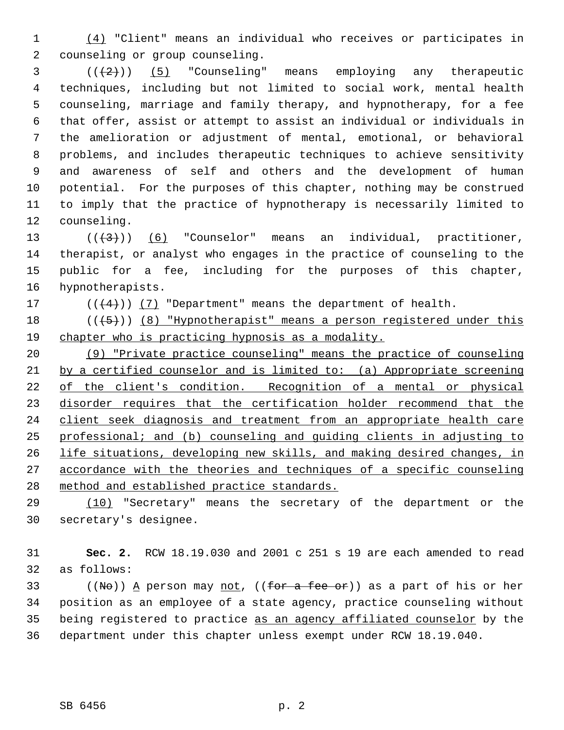(4) "Client" means an individual who receives or participates in counseling or group counseling.

(((2))) (5) "Counseling" means employing any therapeutic techniques, including but not limited to social work, mental health counseling, marriage and family therapy, and hypnotherapy, for a fee that offer, assist or attempt to assist an individual or individuals in the amelioration or adjustment of mental, emotional, or behavioral problems, and includes therapeutic techniques to achieve sensitivity and awareness of self and others and the development of human potential. For the purposes of this chapter, nothing may be construed to imply that the practice of hypnotherapy is necessarily limited to counseling.

(((3))) (6) "Counselor" means an individual, practitioner, therapist, or analyst who engages in the practice of counseling to the public for a fee, including for the purposes of this chapter, hypnotherapists.

(((4))) (7) "Department" means the department of health.

(((5))) (8) "Hypnotherapist" means a person registered under this chapter who is practicing hypnosis as a modality.

(9) "Private practice counseling" means the practice of counseling by a certified counselor and is limited to: (a) Appropriate screening of the client's condition. Recognition of a mental or physical disorder requires that the certification holder recommend that the client seek diagnosis and treatment from an appropriate health care professional; and (b) counseling and guiding clients in adjusting to life situations, developing new skills, and making desired changes, in accordance with the theories and techniques of a specific counseling method and established practice standards.

(10) "Secretary" means the secretary of the department or the secretary's designee.

**Sec. 2.** RCW 18.19.030 and 2001 c 251 s 19 are each amended to read as follows:

((No)) A person may not, ((for a fee or)) as a part of his or her position as an employee of a state agency, practice counseling without being registered to practice as an agency affiliated counselor by the department under this chapter unless exempt under RCW 18.19.040.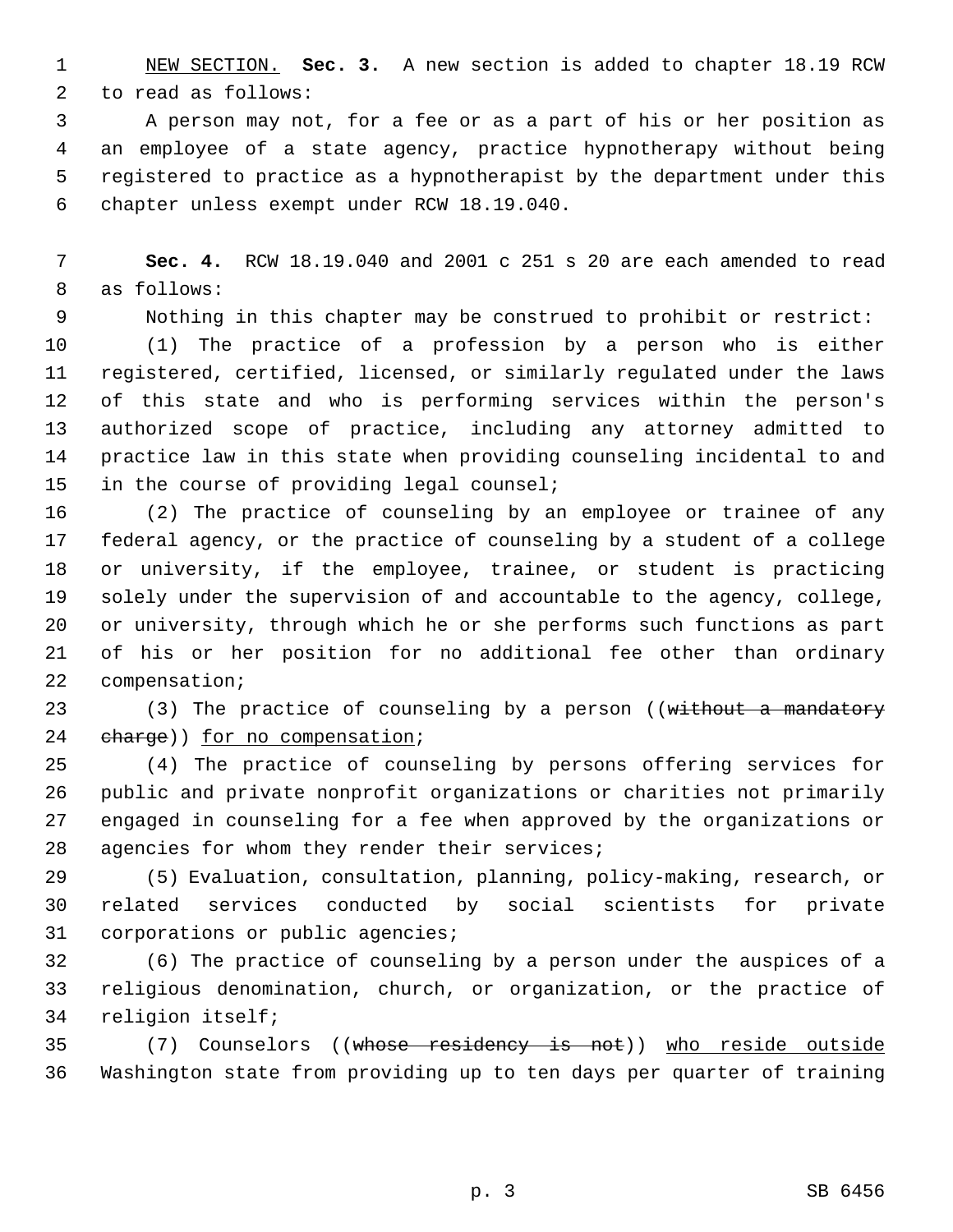NEW SECTION. **Sec. 3.** A new section is added to chapter 18.19 RCW to read as follows:

A person may not, for a fee or as a part of his or her position as an employee of a state agency, practice hypnotherapy without being registered to practice as a hypnotherapist by the department under this chapter unless exempt under RCW 18.19.040.

**Sec. 4.** RCW 18.19.040 and 2001 c 251 s 20 are each amended to read as follows:

Nothing in this chapter may be construed to prohibit or restrict:

(1) The practice of a profession by a person who is either registered, certified, licensed, or similarly regulated under the laws of this state and who is performing services within the person's authorized scope of practice, including any attorney admitted to practice law in this state when providing counseling incidental to and in the course of providing legal counsel;

(2) The practice of counseling by an employee or trainee of any federal agency, or the practice of counseling by a student of a college or university, if the employee, trainee, or student is practicing solely under the supervision of and accountable to the agency, college, or university, through which he or she performs such functions as part of his or her position for no additional fee other than ordinary compensation;

(3) The practice of counseling by a person ((~~without a mandatory charge~~)) <u>for no compensation</u>;

(4) The practice of counseling by persons offering services for public and private nonprofit organizations or charities not primarily engaged in counseling for a fee when approved by the organizations or agencies for whom they render their services;

(5) Evaluation, consultation, planning, policy-making, research, or related services conducted by social scientists for private corporations or public agencies;

(6) The practice of counseling by a person under the auspices of a religious denomination, church, or organization, or the practice of religion itself;

(7) Counselors ((~~whose residency is not~~)) <u>who reside outside</u> Washington state from providing up to ten days per quarter of training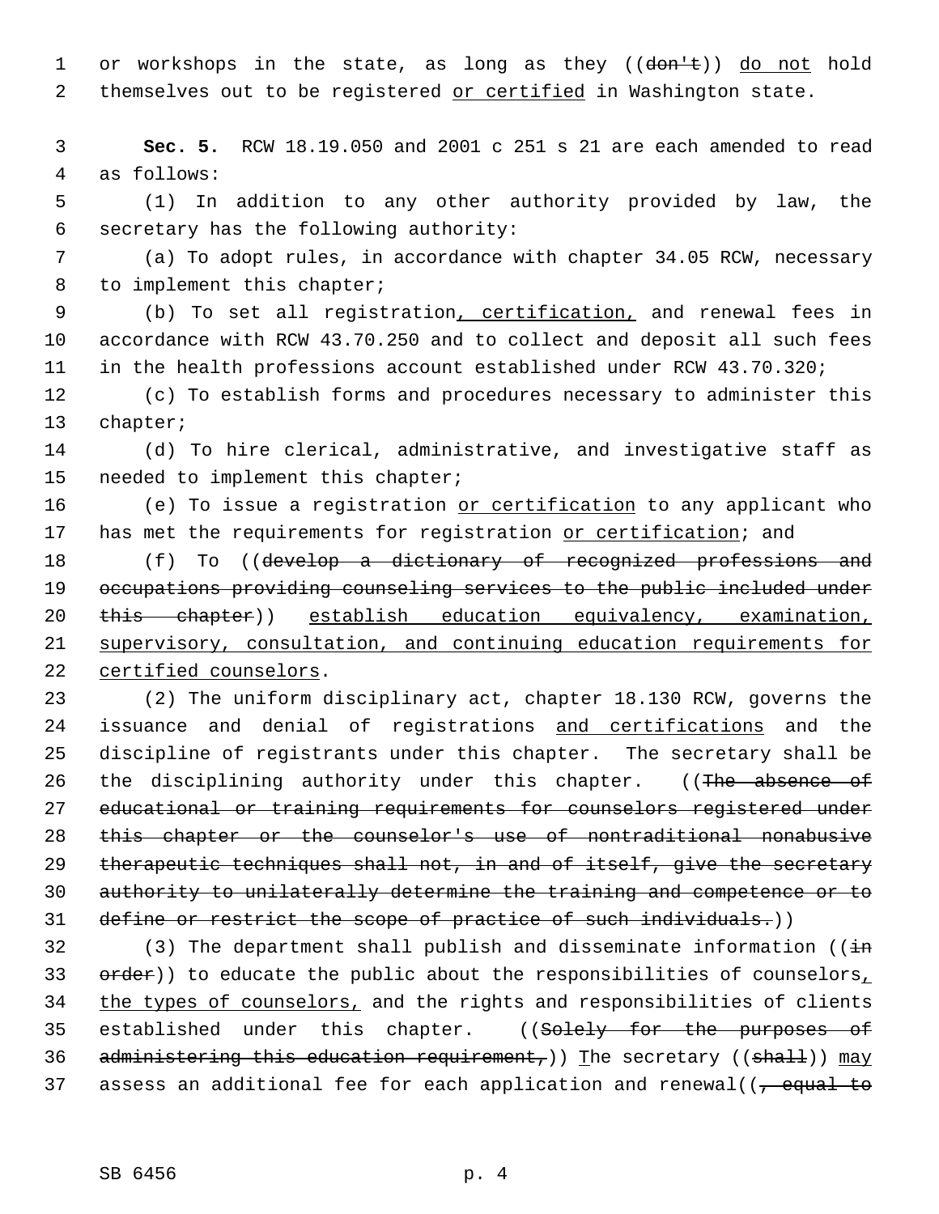or workshops in the state, as long as they ((~~don't~~)) <u>do not</u> hold themselves out to be registered <u>or certified</u> in Washington state.

**Sec. 5.** RCW 18.19.050 and 2001 c 251 s 21 are each amended to read as follows:

(1) In addition to any other authority provided by law, the secretary has the following authority:

(a) To adopt rules, in accordance with chapter 34.05 RCW, necessary to implement this chapter;

(b) To set all registration<u>, certification,</u> and renewal fees in accordance with RCW 43.70.250 and to collect and deposit all such fees in the health professions account established under RCW 43.70.320;

(c) To establish forms and procedures necessary to administer this chapter;

(d) To hire clerical, administrative, and investigative staff as needed to implement this chapter;

(e) To issue a registration <u>or certification</u> to any applicant who has met the requirements for registration <u>or certification</u>; and

(f) To ((~~develop a dictionary of recognized professions and occupations providing counseling services to the public included under this chapter~~)) <u>establish education equivalency, examination, supervisory, consultation, and continuing education requirements for certified counselors</u>.

(2) The uniform disciplinary act, chapter 18.130 RCW, governs the issuance and denial of registrations <u>and certifications</u> and the discipline of registrants under this chapter. The secretary shall be the disciplining authority under this chapter. ((~~The absence of educational or training requirements for counselors registered under this chapter or the counselor's use of nontraditional nonabusive therapeutic techniques shall not, in and of itself, give the secretary authority to unilaterally determine the training and competence or to define or restrict the scope of practice of such individuals.~~))

(3) The department shall publish and disseminate information ((~~in order~~)) to educate the public about the responsibilities of counselors<u>, the types of counselors,</u> and the rights and responsibilities of clients established under this chapter. ((~~Solely for the purposes of administering this education requirement,~~)) <u>T</u>he secretary ((~~shall~~)) <u>may</u> assess an additional fee for each application and renewal((~~, equal to~~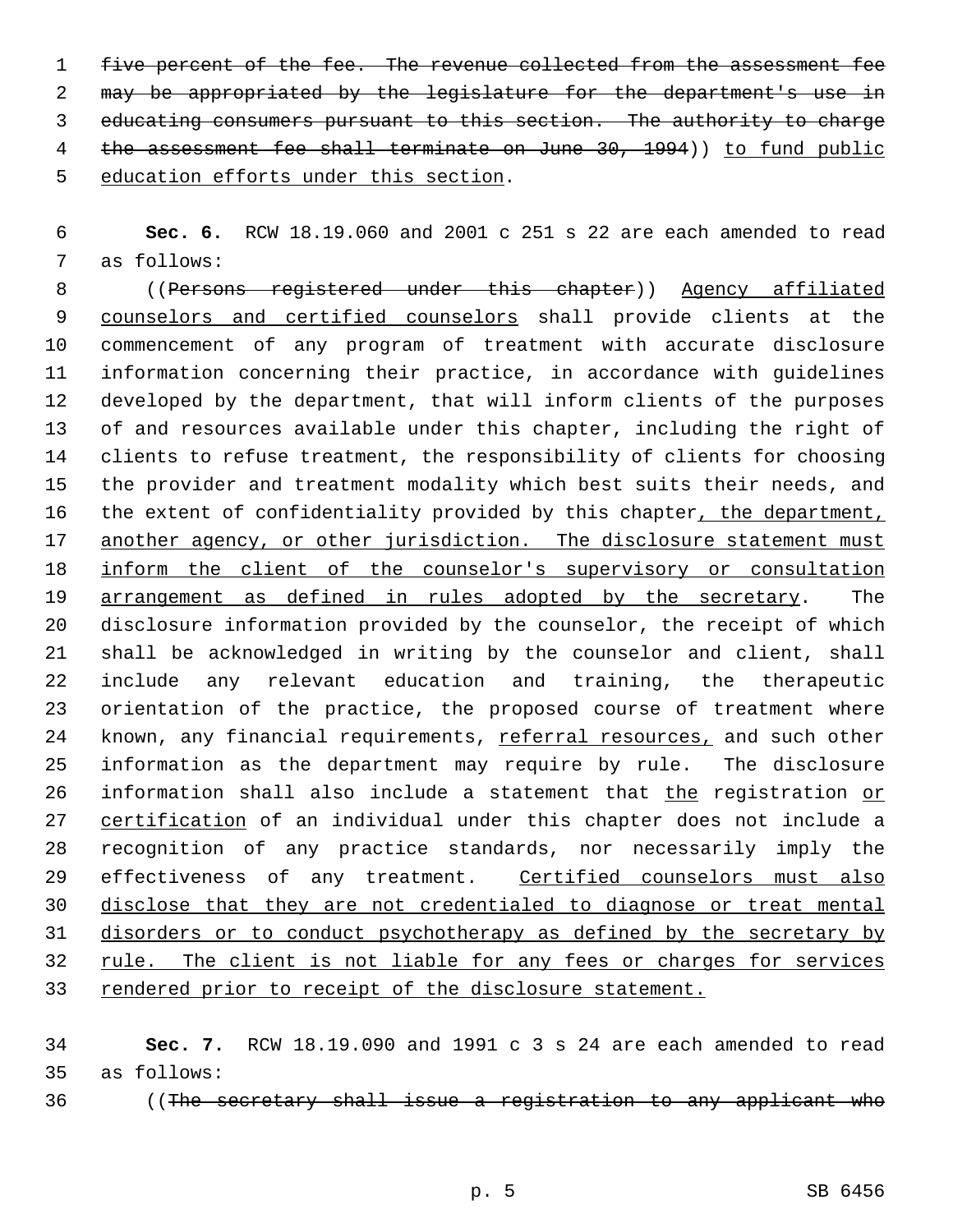~~five percent of the fee. The revenue collected from the assessment fee may be appropriated by the legislature for the department's use in educating consumers pursuant to this section. The authority to charge the assessment fee shall terminate on June 30, 1994~~)) to fund public education efforts under this section.

**Sec. 6.** RCW 18.19.060 and 2001 c 251 s 22 are each amended to read as follows:

((~~Persons registered under this chapter~~)) Agency affiliated counselors and certified counselors shall provide clients at the commencement of any program of treatment with accurate disclosure information concerning their practice, in accordance with guidelines developed by the department, that will inform clients of the purposes of and resources available under this chapter, including the right of clients to refuse treatment, the responsibility of clients for choosing the provider and treatment modality which best suits their needs, and the extent of confidentiality provided by this chapter, the department, another agency, or other jurisdiction. The disclosure statement must inform the client of the counselor's supervisory or consultation arrangement as defined in rules adopted by the secretary. The disclosure information provided by the counselor, the receipt of which shall be acknowledged in writing by the counselor and client, shall include any relevant education and training, the therapeutic orientation of the practice, the proposed course of treatment where known, any financial requirements, referral resources, and such other information as the department may require by rule. The disclosure information shall also include a statement that the registration or certification of an individual under this chapter does not include a recognition of any practice standards, nor necessarily imply the effectiveness of any treatment. Certified counselors must also disclose that they are not credentialed to diagnose or treat mental disorders or to conduct psychotherapy as defined by the secretary by rule. The client is not liable for any fees or charges for services rendered prior to receipt of the disclosure statement.

**Sec. 7.** RCW 18.19.090 and 1991 c 3 s 24 are each amended to read as follows:

((~~The secretary shall issue a registration to any applicant who~~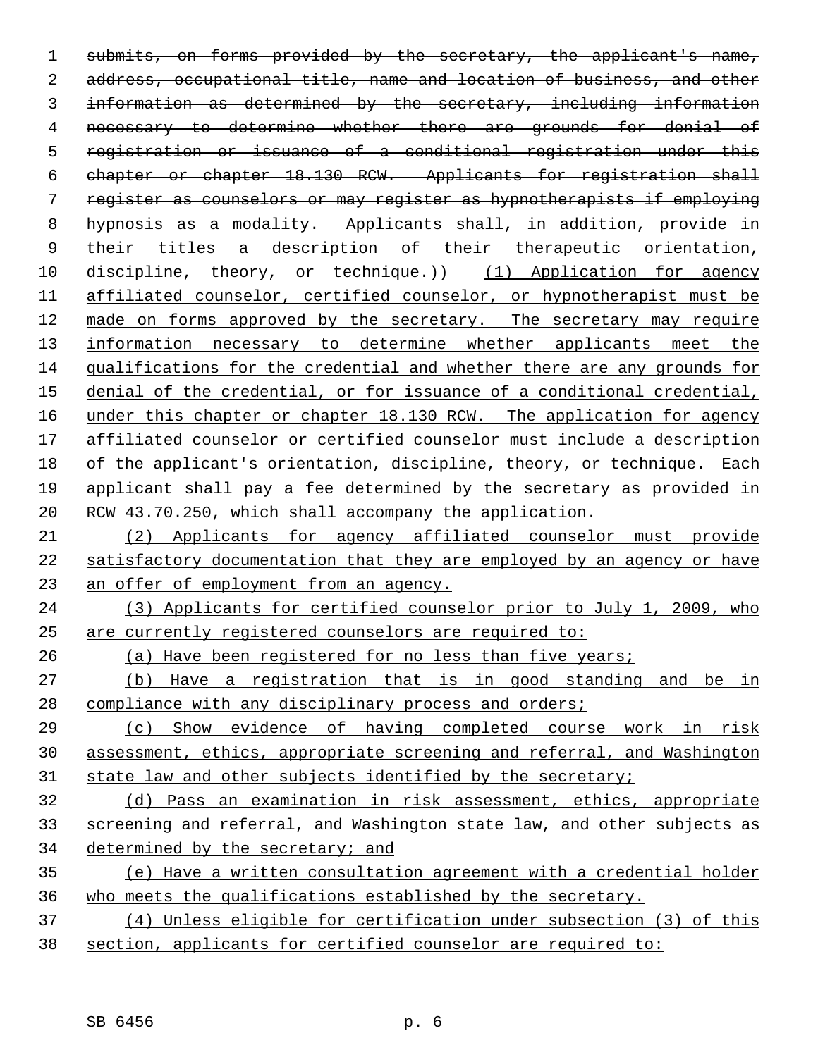~~submits, on forms provided by the secretary, the applicant's name, address, occupational title, name and location of business, and other information as determined by the secretary, including information necessary to determine whether there are grounds for denial of registration or issuance of a conditional registration under this chapter or chapter 18.130 RCW. Applicants for registration shall register as counselors or may register as hypnotherapists if employing hypnosis as a modality. Applicants shall, in addition, provide in their titles a description of their therapeutic orientation, discipline, theory, or technique.~~)) <u>(1) Application for agency affiliated counselor, certified counselor, or hypnotherapist must be made on forms approved by the secretary. The secretary may require information necessary to determine whether applicants meet the qualifications for the credential and whether there are any grounds for denial of the credential, or for issuance of a conditional credential, under this chapter or chapter 18.130 RCW. The application for agency affiliated counselor or certified counselor must include a description of the applicant's orientation, discipline, theory, or technique.</u> Each applicant shall pay a fee determined by the secretary as provided in RCW 43.70.250, which shall accompany the application.

<u>(2) Applicants for agency affiliated counselor must provide satisfactory documentation that they are employed by an agency or have an offer of employment from an agency.</u>

<u>(3) Applicants for certified counselor prior to July 1, 2009, who are currently registered counselors are required to:</u>

<u>(a) Have been registered for no less than five years;</u>

<u>(b) Have a registration that is in good standing and be in compliance with any disciplinary process and orders;</u>

<u>(c) Show evidence of having completed course work in risk assessment, ethics, appropriate screening and referral, and Washington state law and other subjects identified by the secretary;</u>

<u>(d) Pass an examination in risk assessment, ethics, appropriate screening and referral, and Washington state law, and other subjects as determined by the secretary; and</u>

<u>(e) Have a written consultation agreement with a credential holder who meets the qualifications established by the secretary.</u>

<u>(4) Unless eligible for certification under subsection (3) of this section, applicants for certified counselor are required to:</u>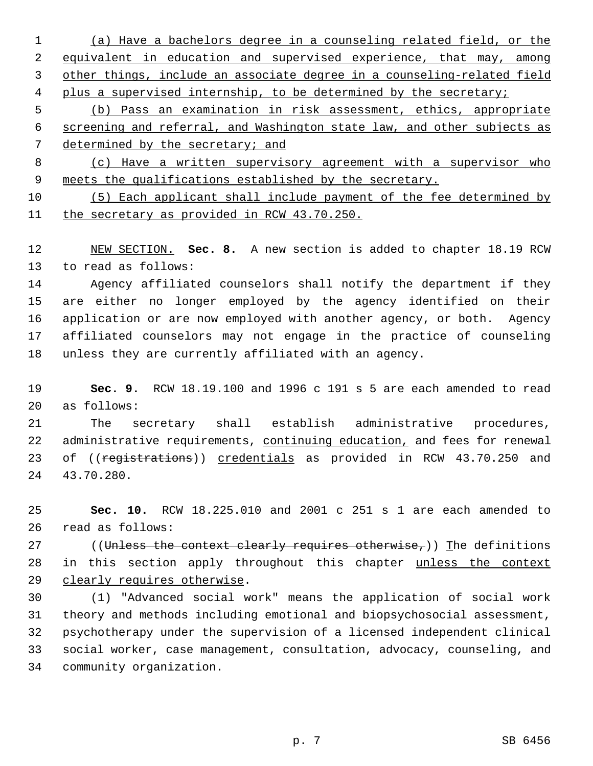(a) Have a bachelors degree in a counseling related field, or the equivalent in education and supervised experience, that may, among other things, include an associate degree in a counseling-related field plus a supervised internship, to be determined by the secretary;

(b) Pass an examination in risk assessment, ethics, appropriate screening and referral, and Washington state law, and other subjects as determined by the secretary; and

(c) Have a written supervisory agreement with a supervisor who meets the qualifications established by the secretary.

(5) Each applicant shall include payment of the fee determined by the secretary as provided in RCW 43.70.250.

NEW SECTION. **Sec. 8.** A new section is added to chapter 18.19 RCW to read as follows:

Agency affiliated counselors shall notify the department if they are either no longer employed by the agency identified on their application or are now employed with another agency, or both. Agency affiliated counselors may not engage in the practice of counseling unless they are currently affiliated with an agency.

**Sec. 9.** RCW 18.19.100 and 1996 c 191 s 5 are each amended to read as follows:

The secretary shall establish administrative procedures, administrative requirements, continuing education, and fees for renewal of ((~~registrations~~)) credentials as provided in RCW 43.70.250 and 43.70.280.

**Sec. 10.** RCW 18.225.010 and 2001 c 251 s 1 are each amended to read as follows:

((~~Unless the context clearly requires otherwise,~~)) The definitions in this section apply throughout this chapter unless the context clearly requires otherwise.

(1) "Advanced social work" means the application of social work theory and methods including emotional and biopsychosocial assessment, psychotherapy under the supervision of a licensed independent clinical social worker, case management, consultation, advocacy, counseling, and community organization.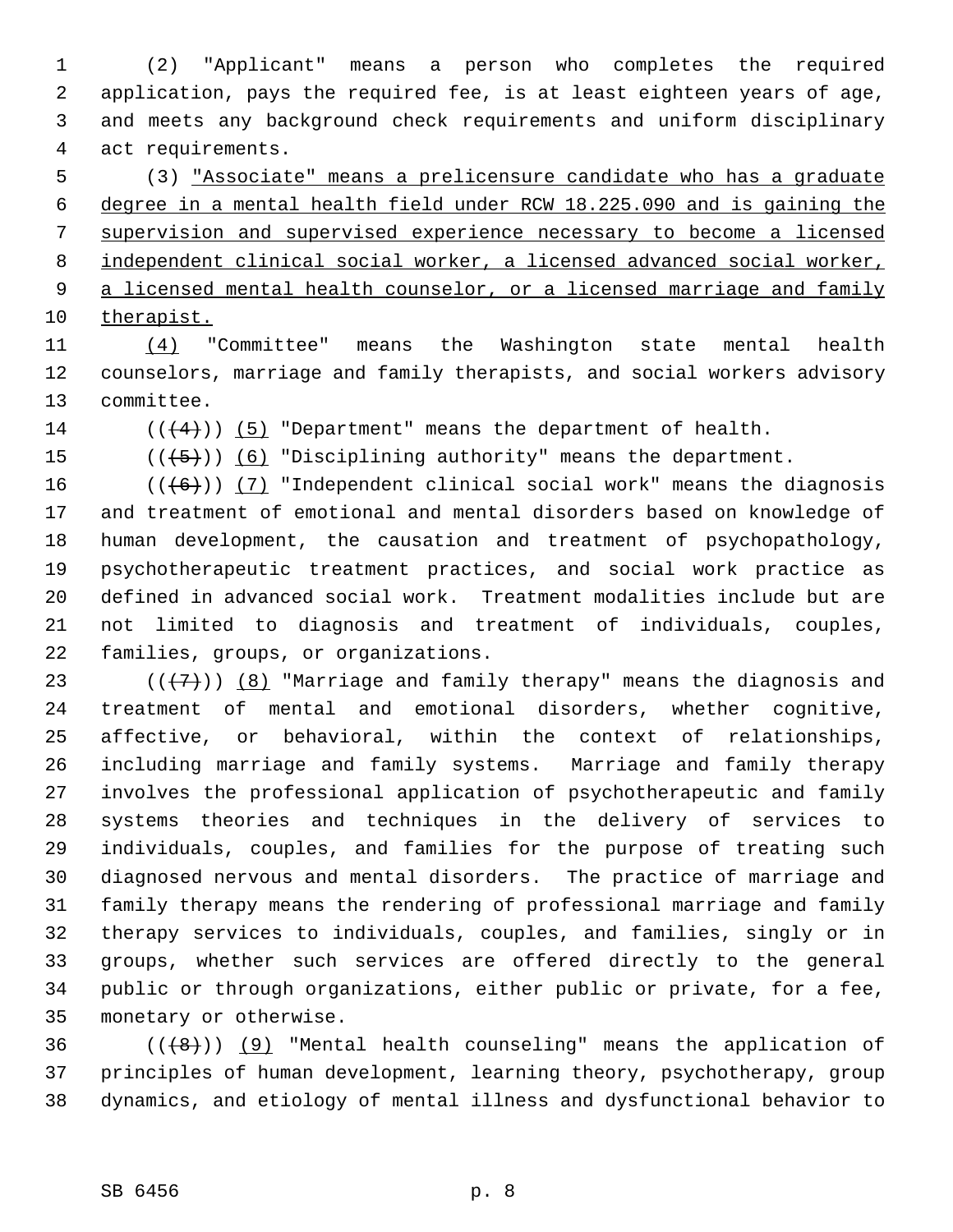(2) "Applicant" means a person who completes the required application, pays the required fee, is at least eighteen years of age, and meets any background check requirements and uniform disciplinary act requirements.

(3) <u>"Associate" means a prelicensure candidate who has a graduate degree in a mental health field under RCW 18.225.090 and is gaining the supervision and supervised experience necessary to become a licensed independent clinical social worker, a licensed advanced social worker, a licensed mental health counselor, or a licensed marriage and family therapist.</u>

<u>(4)</u> "Committee" means the Washington state mental health counselors, marriage and family therapists, and social workers advisory committee.

(( ~~(4)~~ )) <u>(5)</u> "Department" means the department of health.

(( ~~(5)~~ )) <u>(6)</u> "Disciplining authority" means the department.

(( ~~(6)~~ )) <u>(7)</u> "Independent clinical social work" means the diagnosis and treatment of emotional and mental disorders based on knowledge of human development, the causation and treatment of psychopathology, psychotherapeutic treatment practices, and social work practice as defined in advanced social work. Treatment modalities include but are not limited to diagnosis and treatment of individuals, couples, families, groups, or organizations.

(( ~~(7)~~ )) <u>(8)</u> "Marriage and family therapy" means the diagnosis and treatment of mental and emotional disorders, whether cognitive, affective, or behavioral, within the context of relationships, including marriage and family systems. Marriage and family therapy involves the professional application of psychotherapeutic and family systems theories and techniques in the delivery of services to individuals, couples, and families for the purpose of treating such diagnosed nervous and mental disorders. The practice of marriage and family therapy means the rendering of professional marriage and family therapy services to individuals, couples, and families, singly or in groups, whether such services are offered directly to the general public or through organizations, either public or private, for a fee, monetary or otherwise.

(( ~~(8)~~ )) <u>(9)</u> "Mental health counseling" means the application of principles of human development, learning theory, psychotherapy, group dynamics, and etiology of mental illness and dysfunctional behavior to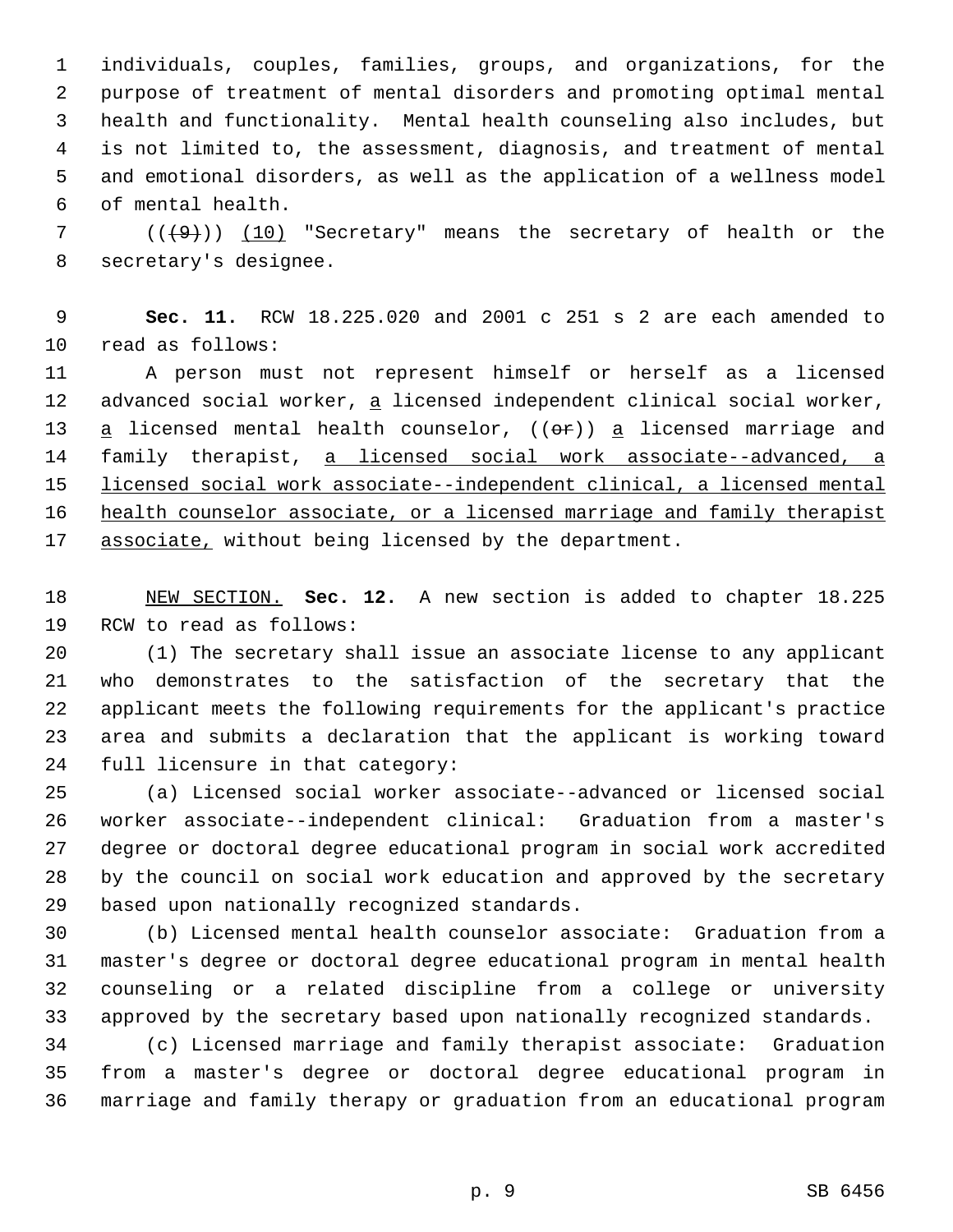individuals, couples, families, groups, and organizations, for the purpose of treatment of mental disorders and promoting optimal mental health and functionality. Mental health counseling also includes, but is not limited to, the assessment, diagnosis, and treatment of mental and emotional disorders, as well as the application of a wellness model of mental health.

((~~(9)~~)) <u>(10)</u> "Secretary" means the secretary of health or the secretary's designee.

**Sec. 11.** RCW 18.225.020 and 2001 c 251 s 2 are each amended to read as follows:

A person must not represent himself or herself as a licensed advanced social worker, <u>a</u> licensed independent clinical social worker, <u>a</u> licensed mental health counselor, ((~~or~~)) <u>a</u> licensed marriage and family therapist, <u>a licensed social work associate--advanced, a licensed social work associate--independent clinical, a licensed mental health counselor associate, or a licensed marriage and family therapist associate,</u> without being licensed by the department.

<u>NEW SECTION.</u> **Sec. 12.** A new section is added to chapter 18.225 RCW to read as follows:

(1) The secretary shall issue an associate license to any applicant who demonstrates to the satisfaction of the secretary that the applicant meets the following requirements for the applicant's practice area and submits a declaration that the applicant is working toward full licensure in that category:

(a) Licensed social worker associate--advanced or licensed social worker associate--independent clinical: Graduation from a master's degree or doctoral degree educational program in social work accredited by the council on social work education and approved by the secretary based upon nationally recognized standards.

(b) Licensed mental health counselor associate: Graduation from a master's degree or doctoral degree educational program in mental health counseling or a related discipline from a college or university approved by the secretary based upon nationally recognized standards.

(c) Licensed marriage and family therapist associate: Graduation from a master's degree or doctoral degree educational program in marriage and family therapy or graduation from an educational program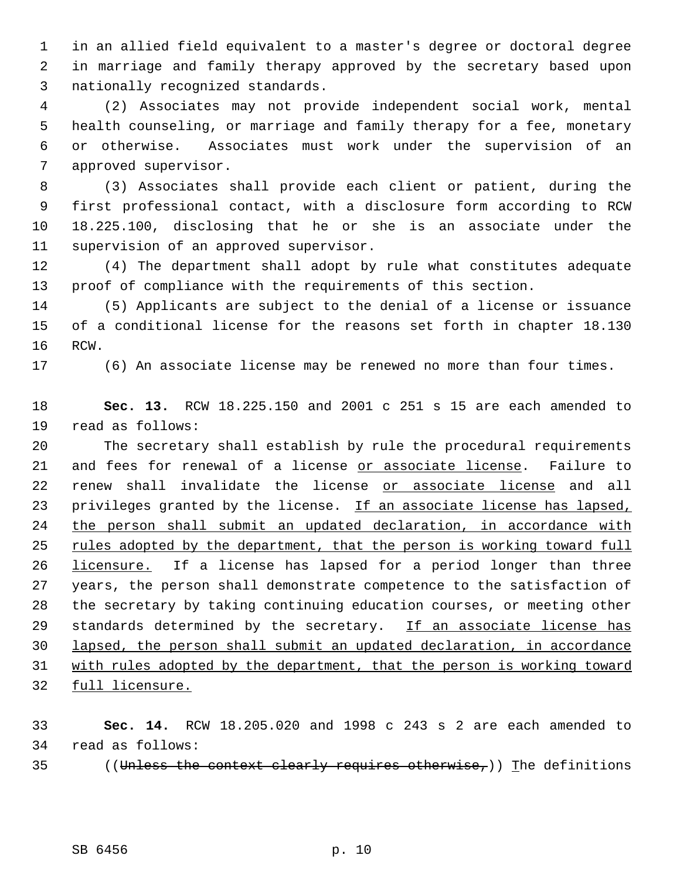in an allied field equivalent to a master's degree or doctoral degree in marriage and family therapy approved by the secretary based upon nationally recognized standards.

(2) Associates may not provide independent social work, mental health counseling, or marriage and family therapy for a fee, monetary or otherwise. Associates must work under the supervision of an approved supervisor.

(3) Associates shall provide each client or patient, during the first professional contact, with a disclosure form according to RCW 18.225.100, disclosing that he or she is an associate under the supervision of an approved supervisor.

(4) The department shall adopt by rule what constitutes adequate proof of compliance with the requirements of this section.

(5) Applicants are subject to the denial of a license or issuance of a conditional license for the reasons set forth in chapter 18.130 RCW.

(6) An associate license may be renewed no more than four times.

**Sec. 13.** RCW 18.225.150 and 2001 c 251 s 15 are each amended to read as follows:

The secretary shall establish by rule the procedural requirements and fees for renewal of a license <u>or associate license</u>. Failure to renew shall invalidate the license <u>or associate license</u> and all privileges granted by the license. <u>If an associate license has lapsed, the person shall submit an updated declaration, in accordance with rules adopted by the department, that the person is working toward full licensure.</u> If a license has lapsed for a period longer than three years, the person shall demonstrate competence to the satisfaction of the secretary by taking continuing education courses, or meeting other standards determined by the secretary. <u>If an associate license has lapsed, the person shall submit an updated declaration, in accordance with rules adopted by the department, that the person is working toward full licensure.</u>

**Sec. 14.** RCW 18.205.020 and 1998 c 243 s 2 are each amended to read as follows:

((~~Unless the context clearly requires otherwise,~~)) <u>T</u>he definitions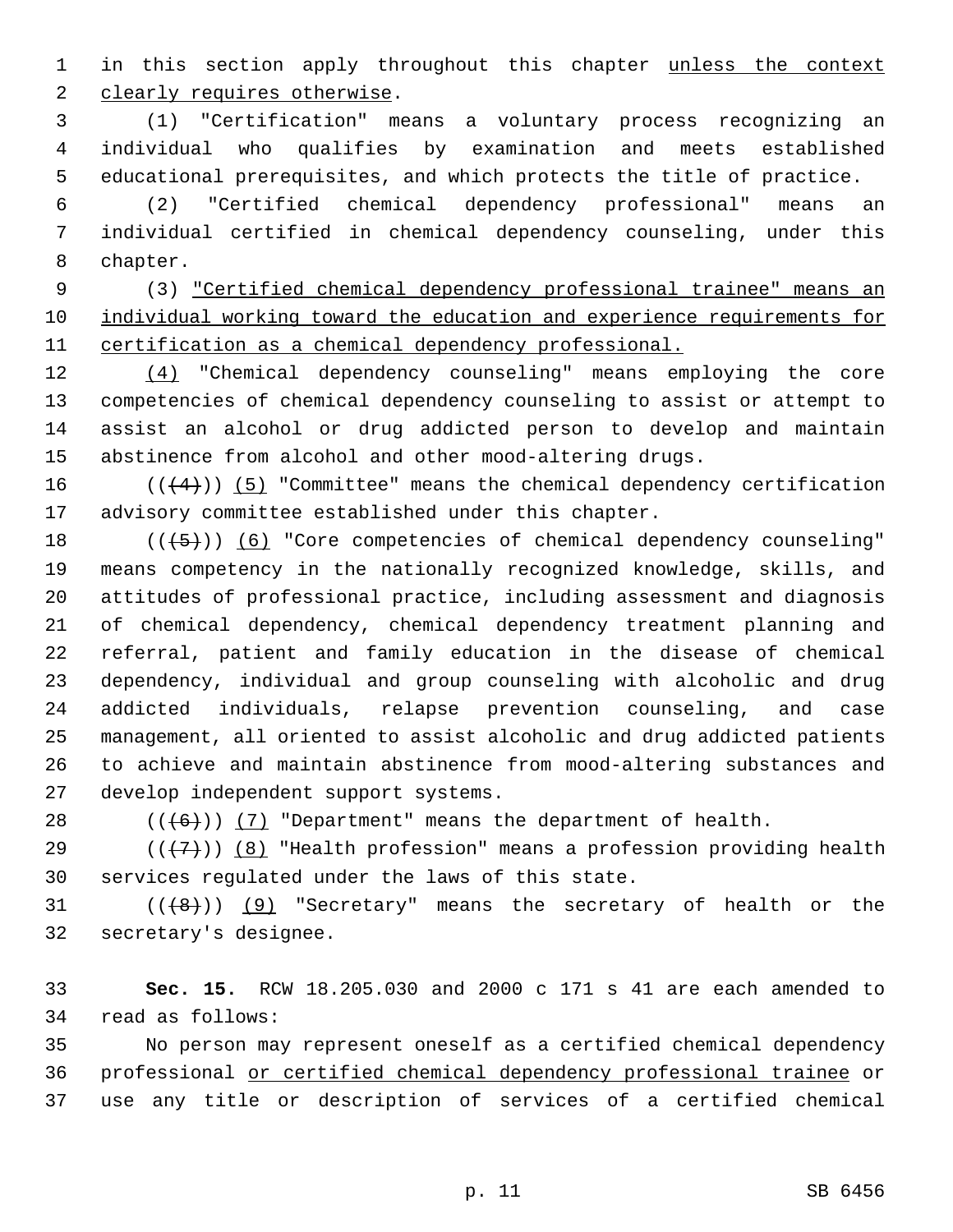in this section apply throughout this chapter unless the context clearly requires otherwise.

(1) "Certification" means a voluntary process recognizing an individual who qualifies by examination and meets established educational prerequisites, and which protects the title of practice.

(2) "Certified chemical dependency professional" means an individual certified in chemical dependency counseling, under this chapter.

(3) "Certified chemical dependency professional trainee" means an individual working toward the education and experience requirements for certification as a chemical dependency professional.

(4) "Chemical dependency counseling" means employing the core competencies of chemical dependency counseling to assist or attempt to assist an alcohol or drug addicted person to develop and maintain abstinence from alcohol and other mood-altering drugs.

(((4))) (5) "Committee" means the chemical dependency certification advisory committee established under this chapter.

(((5))) (6) "Core competencies of chemical dependency counseling" means competency in the nationally recognized knowledge, skills, and attitudes of professional practice, including assessment and diagnosis of chemical dependency, chemical dependency treatment planning and referral, patient and family education in the disease of chemical dependency, individual and group counseling with alcoholic and drug addicted individuals, relapse prevention counseling, and case management, all oriented to assist alcoholic and drug addicted patients to achieve and maintain abstinence from mood-altering substances and develop independent support systems.

(((6))) (7) "Department" means the department of health.

(((7))) (8) "Health profession" means a profession providing health services regulated under the laws of this state.

(((8))) (9) "Secretary" means the secretary of health or the secretary's designee.

**Sec. 15.** RCW 18.205.030 and 2000 c 171 s 41 are each amended to read as follows:

No person may represent oneself as a certified chemical dependency professional or certified chemical dependency professional trainee or use any title or description of services of a certified chemical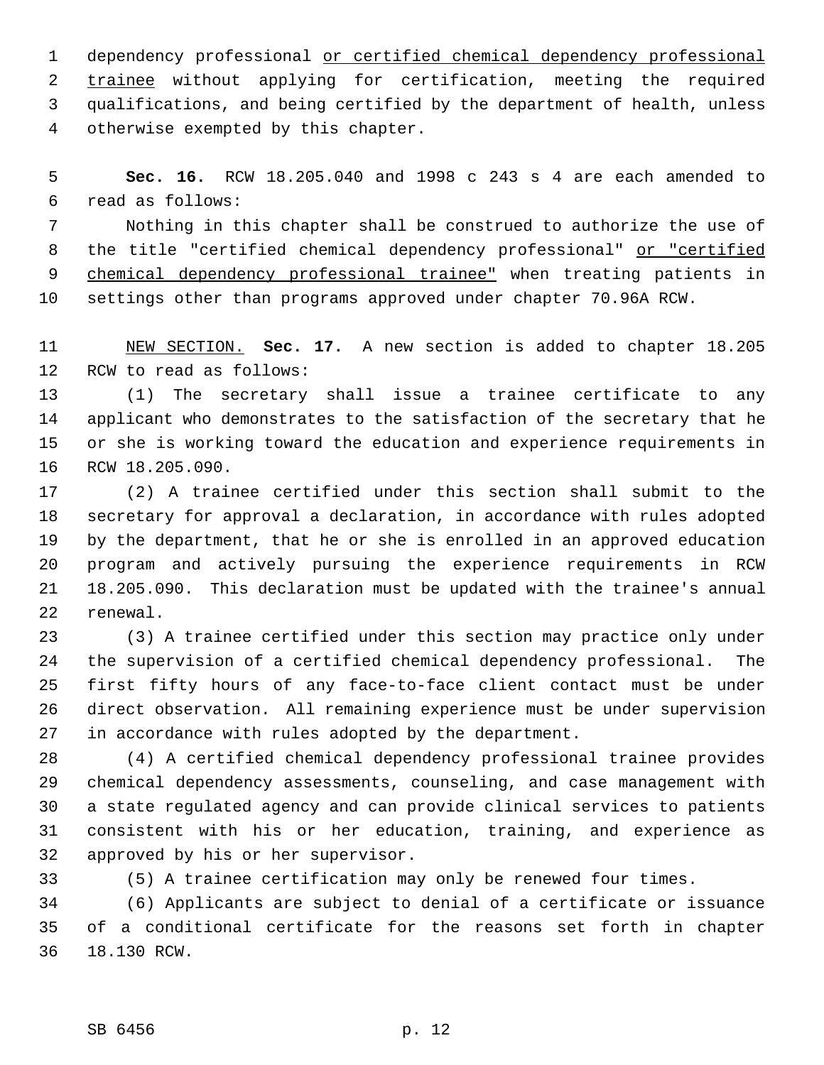dependency professional or certified chemical dependency professional trainee without applying for certification, meeting the required qualifications, and being certified by the department of health, unless otherwise exempted by this chapter.

**Sec. 16.** RCW 18.205.040 and 1998 c 243 s 4 are each amended to read as follows:

Nothing in this chapter shall be construed to authorize the use of the title "certified chemical dependency professional" or "certified chemical dependency professional trainee" when treating patients in settings other than programs approved under chapter 70.96A RCW.

NEW SECTION. **Sec. 17.** A new section is added to chapter 18.205 RCW to read as follows:

(1) The secretary shall issue a trainee certificate to any applicant who demonstrates to the satisfaction of the secretary that he or she is working toward the education and experience requirements in RCW 18.205.090.

(2) A trainee certified under this section shall submit to the secretary for approval a declaration, in accordance with rules adopted by the department, that he or she is enrolled in an approved education program and actively pursuing the experience requirements in RCW 18.205.090. This declaration must be updated with the trainee's annual renewal.

(3) A trainee certified under this section may practice only under the supervision of a certified chemical dependency professional. The first fifty hours of any face-to-face client contact must be under direct observation. All remaining experience must be under supervision in accordance with rules adopted by the department.

(4) A certified chemical dependency professional trainee provides chemical dependency assessments, counseling, and case management with a state regulated agency and can provide clinical services to patients consistent with his or her education, training, and experience as approved by his or her supervisor.

(5) A trainee certification may only be renewed four times.

(6) Applicants are subject to denial of a certificate or issuance of a conditional certificate for the reasons set forth in chapter 18.130 RCW.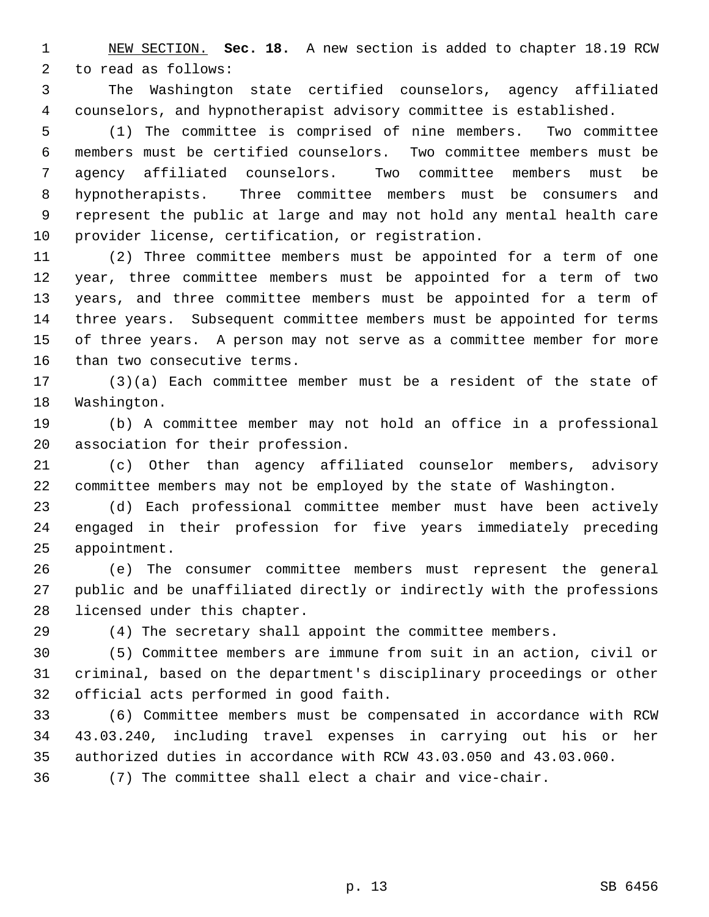NEW SECTION. **Sec. 18.** A new section is added to chapter 18.19 RCW to read as follows:

The Washington state certified counselors, agency affiliated counselors, and hypnotherapist advisory committee is established.

(1) The committee is comprised of nine members. Two committee members must be certified counselors. Two committee members must be agency affiliated counselors. Two committee members must be hypnotherapists. Three committee members must be consumers and represent the public at large and may not hold any mental health care provider license, certification, or registration.

(2) Three committee members must be appointed for a term of one year, three committee members must be appointed for a term of two years, and three committee members must be appointed for a term of three years. Subsequent committee members must be appointed for terms of three years. A person may not serve as a committee member for more than two consecutive terms.

(3)(a) Each committee member must be a resident of the state of Washington.

(b) A committee member may not hold an office in a professional association for their profession.

(c) Other than agency affiliated counselor members, advisory committee members may not be employed by the state of Washington.

(d) Each professional committee member must have been actively engaged in their profession for five years immediately preceding appointment.

(e) The consumer committee members must represent the general public and be unaffiliated directly or indirectly with the professions licensed under this chapter.

(4) The secretary shall appoint the committee members.

(5) Committee members are immune from suit in an action, civil or criminal, based on the department's disciplinary proceedings or other official acts performed in good faith.

(6) Committee members must be compensated in accordance with RCW 43.03.240, including travel expenses in carrying out his or her authorized duties in accordance with RCW 43.03.050 and 43.03.060.

(7) The committee shall elect a chair and vice-chair.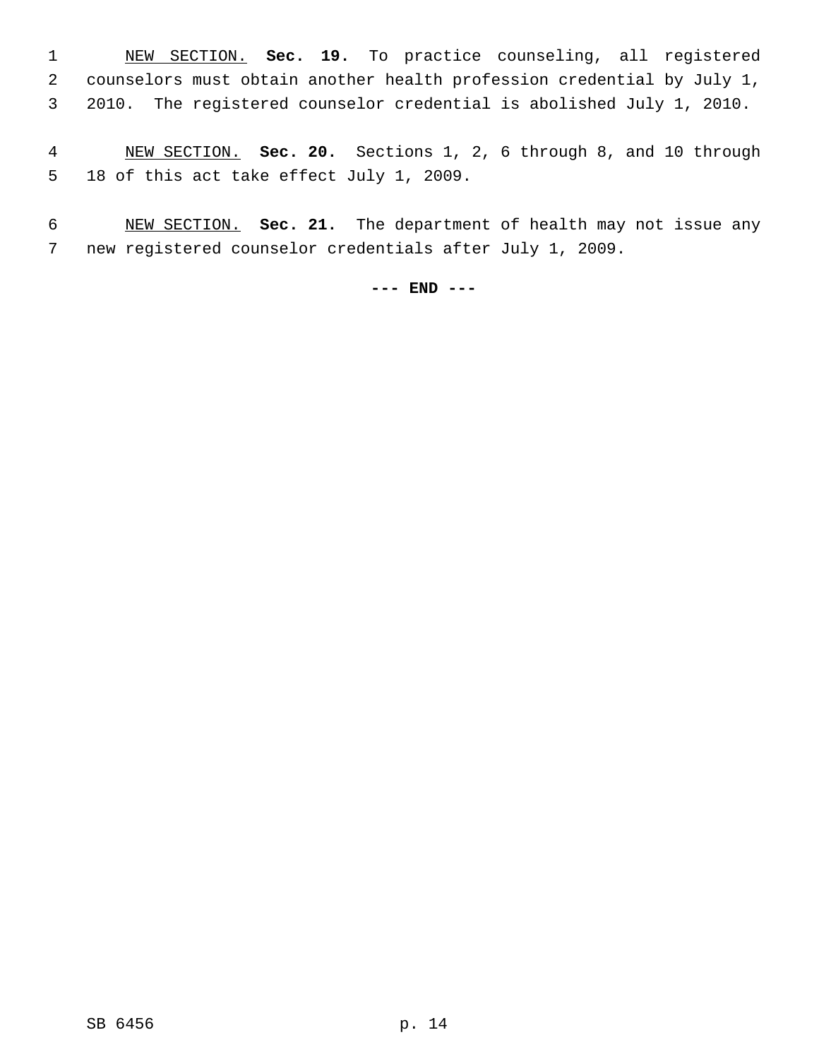NEW SECTION. **Sec. 19.** To practice counseling, all registered counselors must obtain another health profession credential by July 1, 2010. The registered counselor credential is abolished July 1, 2010.

NEW SECTION. **Sec. 20.** Sections 1, 2, 6 through 8, and 10 through 18 of this act take effect July 1, 2009.

NEW SECTION. **Sec. 21.** The department of health may not issue any new registered counselor credentials after July 1, 2009.

**--- END ---**